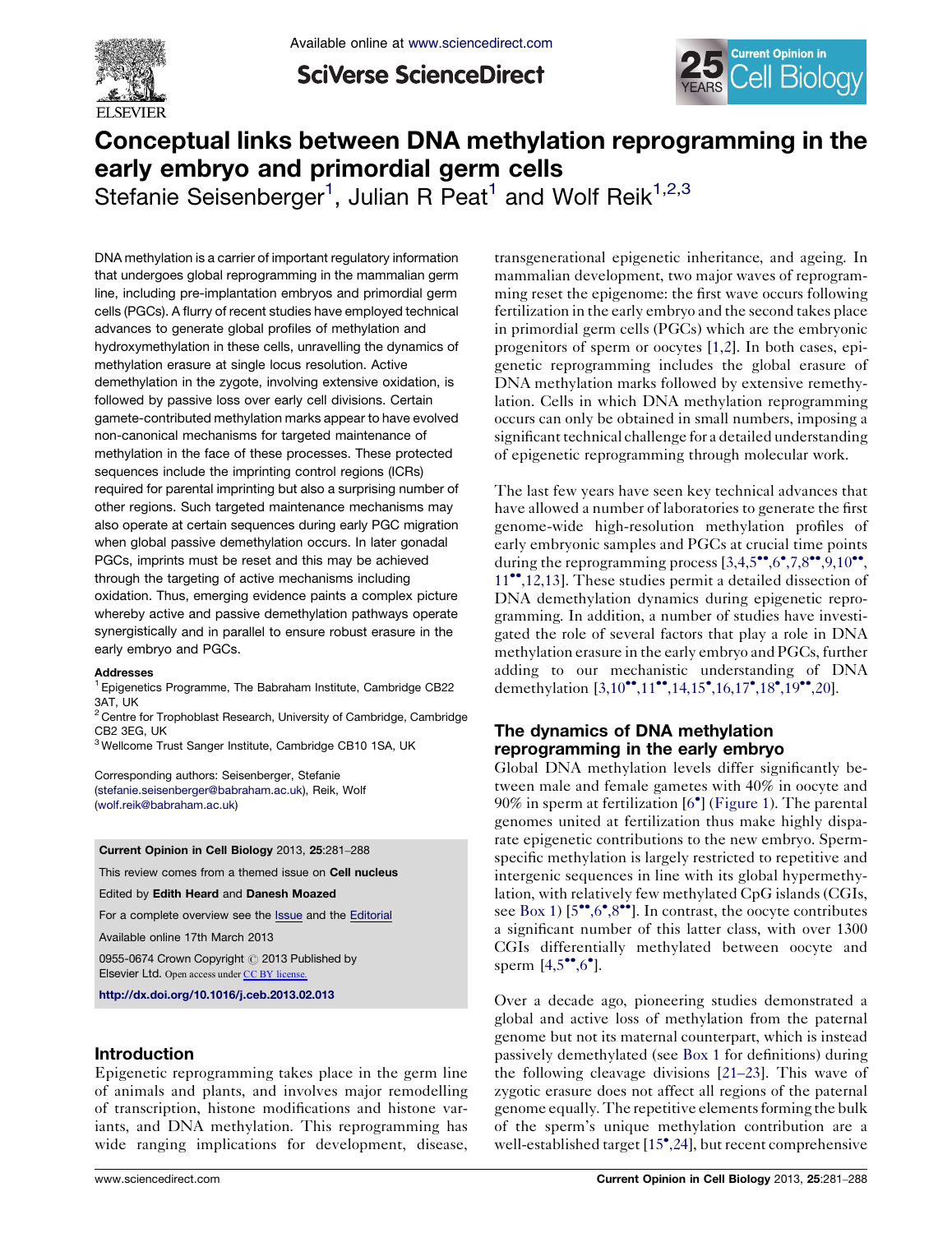# Conceptual links between DNA methylation reprogramming in the early embryo and primordial germ cells

Stefanie Seisenberger[1], Julian R Peat[1] and Wolf Reik[1,2,3]

DNA methylation is a carrier of important regulatory information that undergoes global reprogramming in the mammalian germ line, including pre-implantation embryos and primordial germ cells (PGCs). A flurry of recent studies have employed technical advances to generate global profiles of methylation and hydroxymethylation in these cells, unravelling the dynamics of methylation erasure at single locus resolution. Active demethylation in the zygote, involving extensive oxidation, is followed by passive loss over early cell divisions. Certain gamete-contributed methylation marks appear to have evolved non-canonical mechanisms for targeted maintenance of methylation in the face of these processes. These protected sequences include the imprinting control regions (ICRs) required for parental imprinting but also a surprising number of other regions. Such targeted maintenance mechanisms may also operate at certain sequences during early PGC migration when global passive demethylation occurs. In later gonadal PGCs, imprints must be reset and this may be achieved through the targeting of active mechanisms including oxidation. Thus, emerging evidence paints a complex picture whereby active and passive demethylation pathways operate synergistically and in parallel to ensure robust erasure in the early embryo and PGCs.

**Addresses**

[1] Epigenetics Programme, The Babraham Institute, Cambridge CB22 3AT, UK

[2] Centre for Trophoblast Research, University of Cambridge, Cambridge CB2 3EG, UK

[3] Wellcome Trust Sanger Institute, Cambridge CB10 1SA, UK

Corresponding authors: Seisenberger, Stefanie (stefanie.seisenberger@babraham.ac.uk), Reik, Wolf (wolf.reik@babraham.ac.uk)

**Current Opinion in Cell Biology** 2013, **25**:281–288

This review comes from a themed issue on **Cell nucleus**

Edited by **Edith Heard** and **Danesh Moazed**

For a complete overview see the Issue and the Editorial

Available online 17th March 2013

0955-0674 Crown Copyright © 2013 Published by Elsevier Ltd. Open access under CC BY license.

http://dx.doi.org/10.1016/j.ceb.2013.02.013

## Introduction

Epigenetic reprogramming takes place in the germ line of animals and plants, and involves major remodelling of transcription, histone modifications and histone variants, and DNA methylation. This reprogramming has wide ranging implications for development, disease, transgenerational epigenetic inheritance, and ageing. In mammalian development, two major waves of reprogramming reset the epigenome: the first wave occurs following fertilization in the early embryo and the second takes place in primordial germ cells (PGCs) which are the embryonic progenitors of sperm or oocytes [1,2]. In both cases, epigenetic reprogramming includes the global erasure of DNA methylation marks followed by extensive remethylation. Cells in which DNA methylation reprogramming occurs can only be obtained in small numbers, imposing a significant technical challenge for a detailed understanding of epigenetic reprogramming through molecular work.

The last few years have seen key technical advances that have allowed a number of laboratories to generate the first genome-wide high-resolution methylation profiles of early embryonic samples and PGCs at crucial time points during the reprogramming process [3,4,5••,6•,7,8••,9,10••,11••,12,13]. These studies permit a detailed dissection of DNA demethylation dynamics during epigenetic reprogramming. In addition, a number of studies have investigated the role of several factors that play a role in DNA methylation erasure in the early embryo and PGCs, further adding to our mechanistic understanding of DNA demethylation [3,10••,11••,14,15•,16,17•,18•,19••,20].

## The dynamics of DNA methylation reprogramming in the early embryo

Global DNA methylation levels differ significantly between male and female gametes with 40% in oocyte and 90% in sperm at fertilization [6•] (Figure 1). The parental genomes united at fertilization thus make highly disparate epigenetic contributions to the new embryo. Sperm-specific methylation is largely restricted to repetitive and intergenic sequences in line with its global hypermethylation, with relatively few methylated CpG islands (CGIs, see Box 1) [5••,6•,8••]. In contrast, the oocyte contributes a significant number of this latter class, with over 1300 CGIs differentially methylated between oocyte and sperm [4,5••,6•].

Over a decade ago, pioneering studies demonstrated a global and active loss of methylation from the paternal genome but not its maternal counterpart, which is instead passively demethylated (see Box 1 for definitions) during the following cleavage divisions [21–23]. This wave of zygotic erasure does not affect all regions of the paternal genome equally. The repetitive elements forming the bulk of the sperm's unique methylation contribution are a well-established target [15•,24], but recent comprehensive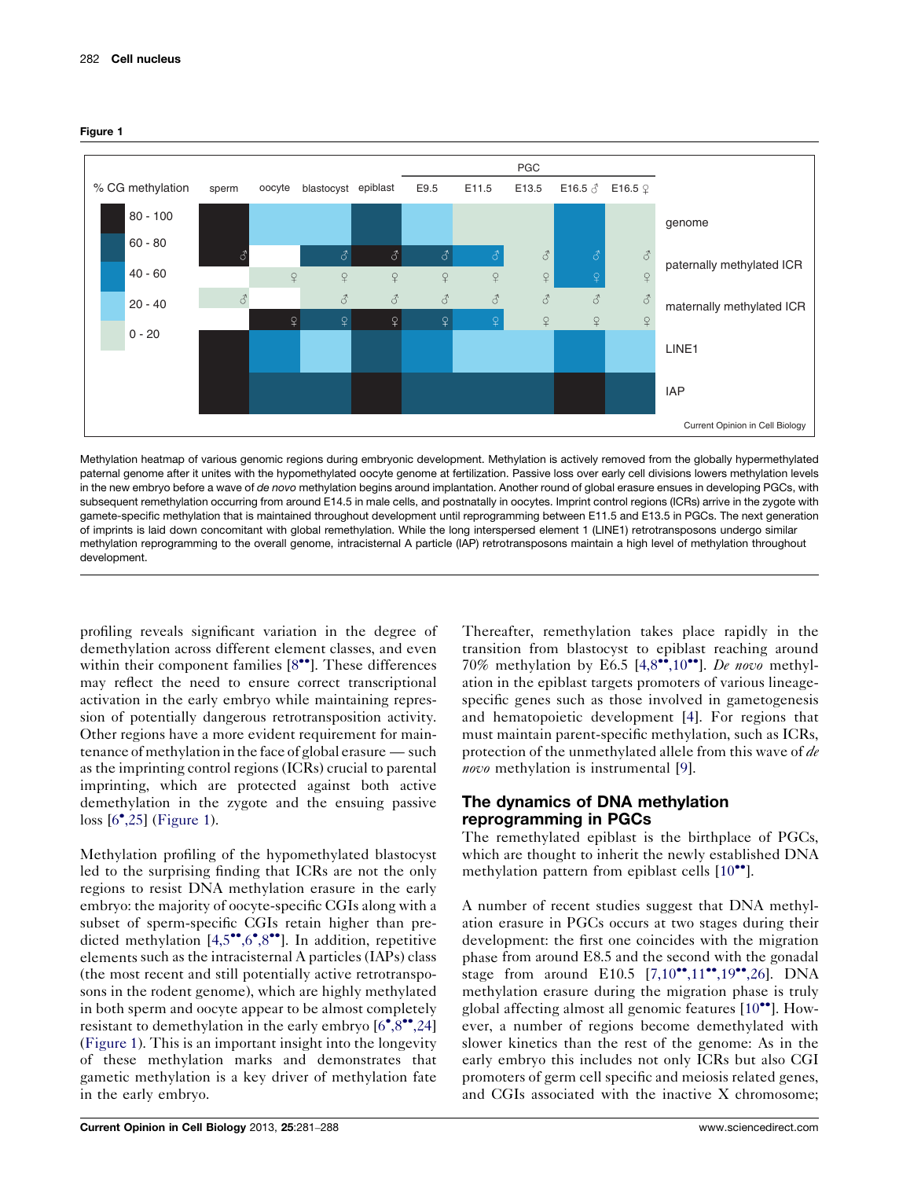Figure 1

Methylation heatmap of various genomic regions during embryonic development. Methylation is actively removed from the globally hypermethylated paternal genome after it unites with the hypomethylated oocyte genome at fertilization. Passive loss over early cell divisions lowers methylation levels in the new embryo before a wave of *de novo* methylation begins around implantation. Another round of global erasure ensues in developing PGCs, with subsequent remethylation occurring from around E14.5 in male cells, and postnatally in oocytes. Imprint control regions (ICRs) arrive in the zygote with gamete-specific methylation that is maintained throughout development until reprogramming between E11.5 and E13.5 in PGCs. The next generation of imprints is laid down concomitant with global remethylation. While the long interspersed element 1 (LINE1) retrotransposons undergo similar methylation reprogramming to the overall genome, intracisternal A particle (IAP) retrotransposons maintain a high level of methylation throughout development.

profiling reveals significant variation in the degree of demethylation across different element classes, and even within their component families [8••]. These differences may reflect the need to ensure correct transcriptional activation in the early embryo while maintaining repression of potentially dangerous retrotransposition activity. Other regions have a more evident requirement for maintenance of methylation in the face of global erasure — such as the imprinting control regions (ICRs) crucial to parental imprinting, which are protected against both active demethylation in the zygote and the ensuing passive loss [6•,25] (Figure 1).

Methylation profiling of the hypomethylated blastocyst led to the surprising finding that ICRs are not the only regions to resist DNA methylation erasure in the early embryo: the majority of oocyte-specific CGIs along with a subset of sperm-specific CGIs retain higher than predicted methylation [4,5••,6•,8••]. In addition, repetitive elements such as the intracisternal A particles (IAPs) class (the most recent and still potentially active retrotransposons in the rodent genome), which are highly methylated in both sperm and oocyte appear to be almost completely resistant to demethylation in the early embryo [6•,8••,24] (Figure 1). This is an important insight into the longevity of these methylation marks and demonstrates that gametic methylation is a key driver of methylation fate in the early embryo.

Thereafter, remethylation takes place rapidly in the transition from blastocyst to epiblast reaching around 70% methylation by E6.5 [4,8••,10••]. *De novo* methylation in the epiblast targets promoters of various lineage-specific genes such as those involved in gametogenesis and hematopoietic development [4]. For regions that must maintain parent-specific methylation, such as ICRs, protection of the unmethylated allele from this wave of *de novo* methylation is instrumental [9].

## The dynamics of DNA methylation reprogramming in PGCs

The remethylated epiblast is the birthplace of PGCs, which are thought to inherit the newly established DNA methylation pattern from epiblast cells [10••].

A number of recent studies suggest that DNA methylation erasure in PGCs occurs at two stages during their development: the first one coincides with the migration phase from around E8.5 and the second with the gonadal stage from around E10.5 [7,10••,11••,19••,26]. DNA methylation erasure during the migration phase is truly global affecting almost all genomic features [10••]. However, a number of regions become demethylated with slower kinetics than the rest of the genome: As in the early embryo this includes not only ICRs but also CGI promoters of germ cell specific and meiosis related genes, and CGIs associated with the inactive X chromosome;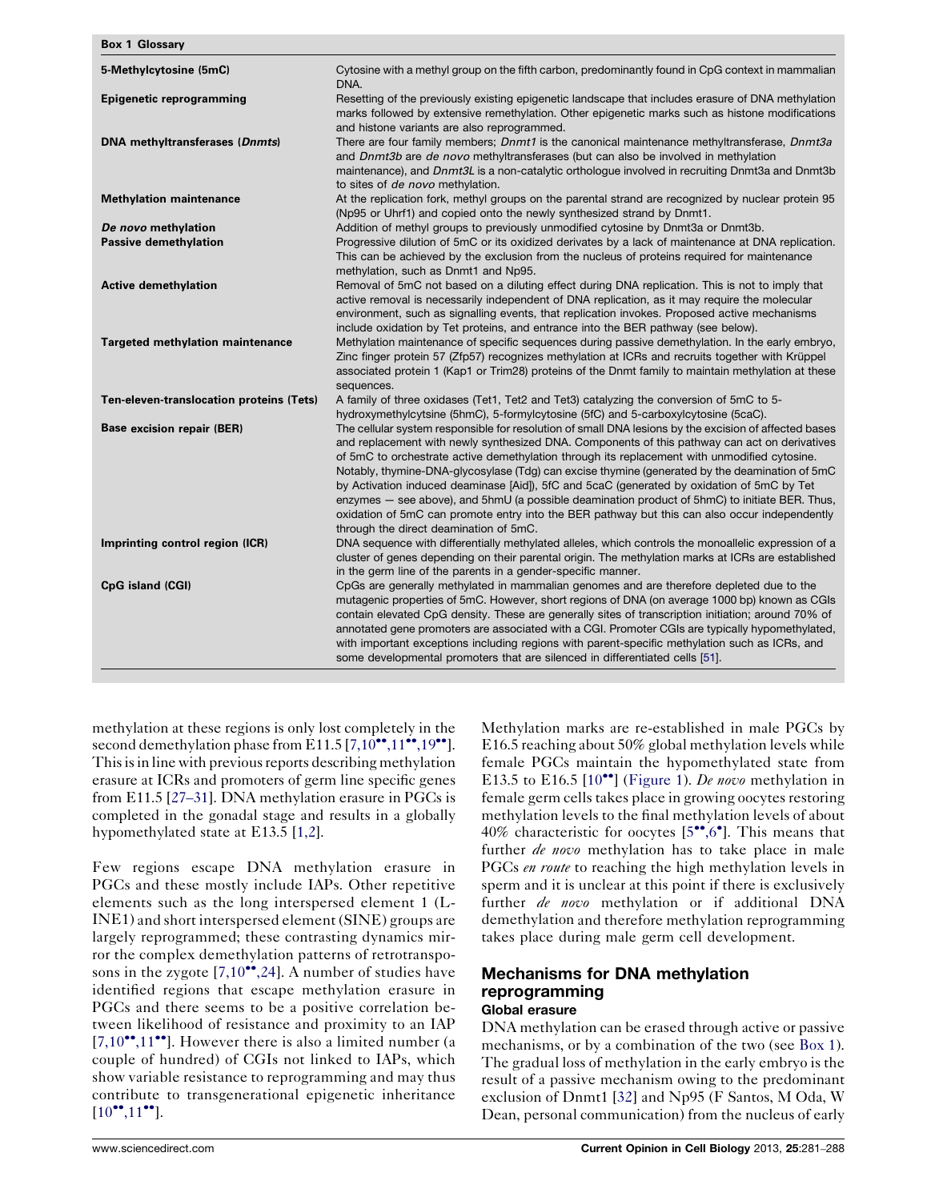**Box 1 Glossary**

| | |
|---|---|
| **5-Methylcytosine (5mC)** | Cytosine with a methyl group on the fifth carbon, predominantly found in CpG context in mammalian DNA. |
| **Epigenetic reprogramming** | Resetting of the previously existing epigenetic landscape that includes erasure of DNA methylation marks followed by extensive remethylation. Other epigenetic marks such as histone modifications and histone variants are also reprogrammed. |
| **DNA methyltransferases (*Dnmts*)** | There are four family members; *Dnmt1* is the canonical maintenance methyltransferase, *Dnmt3a* and *Dnmt3b* are *de novo* methyltransferases (but can also be involved in methylation maintenance), and *Dnmt3L* is a non-catalytic orthologue involved in recruiting Dnmt3a and Dnmt3b to sites of *de novo* methylation. |
| **Methylation maintenance** | At the replication fork, methyl groups on the parental strand are recognized by nuclear protein 95 (Np95 or Uhrf1) and copied onto the newly synthesized strand by Dnmt1. |
| ***De novo* methylation** | Addition of methyl groups to previously unmodified cytosine by Dnmt3a or Dnmt3b. |
| **Passive demethylation** | Progressive dilution of 5mC or its oxidized derivates by a lack of maintenance at DNA replication. This can be achieved by the exclusion from the nucleus of proteins required for maintenance methylation, such as Dnmt1 and Np95. |
| **Active demethylation** | Removal of 5mC not based on a diluting effect during DNA replication. This is not to imply that active removal is necessarily independent of DNA replication, as it may require the molecular environment, such as signalling events, that replication invokes. Proposed active mechanisms include oxidation by Tet proteins, and entrance into the BER pathway (see below). |
| **Targeted methylation maintenance** | Methylation maintenance of specific sequences during passive demethylation. In the early embryo, Zinc finger protein 57 (Zfp57) recognizes methylation at ICRs and recruits together with Krüppel associated protein 1 (Kap1 or Trim28) proteins of the Dnmt family to maintain methylation at these sequences. |
| **Ten-eleven-translocation proteins (Tets)** | A family of three oxidases (Tet1, Tet2 and Tet3) catalyzing the conversion of 5mC to 5-hydroxymethylcytsine (5hmC), 5-formylcytosine (5fC) and 5-carboxylcytosine (5caC). |
| **Base excision repair (BER)** | The cellular system responsible for resolution of small DNA lesions by the excision of affected bases and replacement with newly synthesized DNA. Components of this pathway can act on derivatives of 5mC to orchestrate active demethylation through its replacement with unmodified cytosine. Notably, thymine-DNA-glycosylase (Tdg) can excise thymine (generated by the deamination of 5mC by Activation induced deaminase [Aid]), 5fC and 5caC (generated by oxidation of 5mC by Tet enzymes — see above), and 5hmU (a possible deamination product of 5hmC) to initiate BER. Thus, oxidation of 5mC can promote entry into the BER pathway but this can also occur independently through the direct deamination of 5mC. |
| **Imprinting control region (ICR)** | DNA sequence with differentially methylated alleles, which controls the monoallelic expression of a cluster of genes depending on their parental origin. The methylation marks at ICRs are established in the germ line of the parents in a gender-specific manner. |
| **CpG island (CGI)** | CpGs are generally methylated in mammalian genomes and are therefore depleted due to the mutagenic properties of 5mC. However, short regions of DNA (on average 1000 bp) known as CGIs contain elevated CpG density. These are generally sites of transcription initiation; around 70% of annotated gene promoters are associated with a CGI. Promoter CGIs are typically hypomethylated, with important exceptions including regions with parent-specific methylation such as ICRs, and some developmental promoters that are silenced in differentiated cells [51]. |

methylation at these regions is only lost completely in the second demethylation phase from E11.5 [7,10••,11••,19••]. This is in line with previous reports describing methylation erasure at ICRs and promoters of germ line specific genes from E11.5 [27–31]. DNA methylation erasure in PGCs is completed in the gonadal stage and results in a globally hypomethylated state at E13.5 [1,2].

Few regions escape DNA methylation erasure in PGCs and these mostly include IAPs. Other repetitive elements such as the long interspersed element 1 (LINE1) and short interspersed element (SINE) groups are largely reprogrammed; these contrasting dynamics mirror the complex demethylation patterns of retrotransposons in the zygote [7,10••,24]. A number of studies have identified regions that escape methylation erasure in PGCs and there seems to be a positive correlation between likelihood of resistance and proximity to an IAP [7,10••,11••]. However there is also a limited number (a couple of hundred) of CGIs not linked to IAPs, which show variable resistance to reprogramming and may thus contribute to transgenerational epigenetic inheritance [10••,11••].

Methylation marks are re-established in male PGCs by E16.5 reaching about 50% global methylation levels while female PGCs maintain the hypomethylated state from E13.5 to E16.5 [10••] (Figure 1). *De novo* methylation in female germ cells takes place in growing oocytes restoring methylation levels to the final methylation levels of about 40% characteristic for oocytes [5••,6•]. This means that further *de novo* methylation has to take place in male PGCs *en route* to reaching the high methylation levels in sperm and it is unclear at this point if there is exclusively further *de novo* methylation or if additional DNA demethylation and therefore methylation reprogramming takes place during male germ cell development.

## Mechanisms for DNA methylation reprogramming

### Global erasure

DNA methylation can be erased through active or passive mechanisms, or by a combination of the two (see Box 1). The gradual loss of methylation in the early embryo is the result of a passive mechanism owing to the predominant exclusion of Dnmt1 [32] and Np95 (F Santos, M Oda, W Dean, personal communication) from the nucleus of early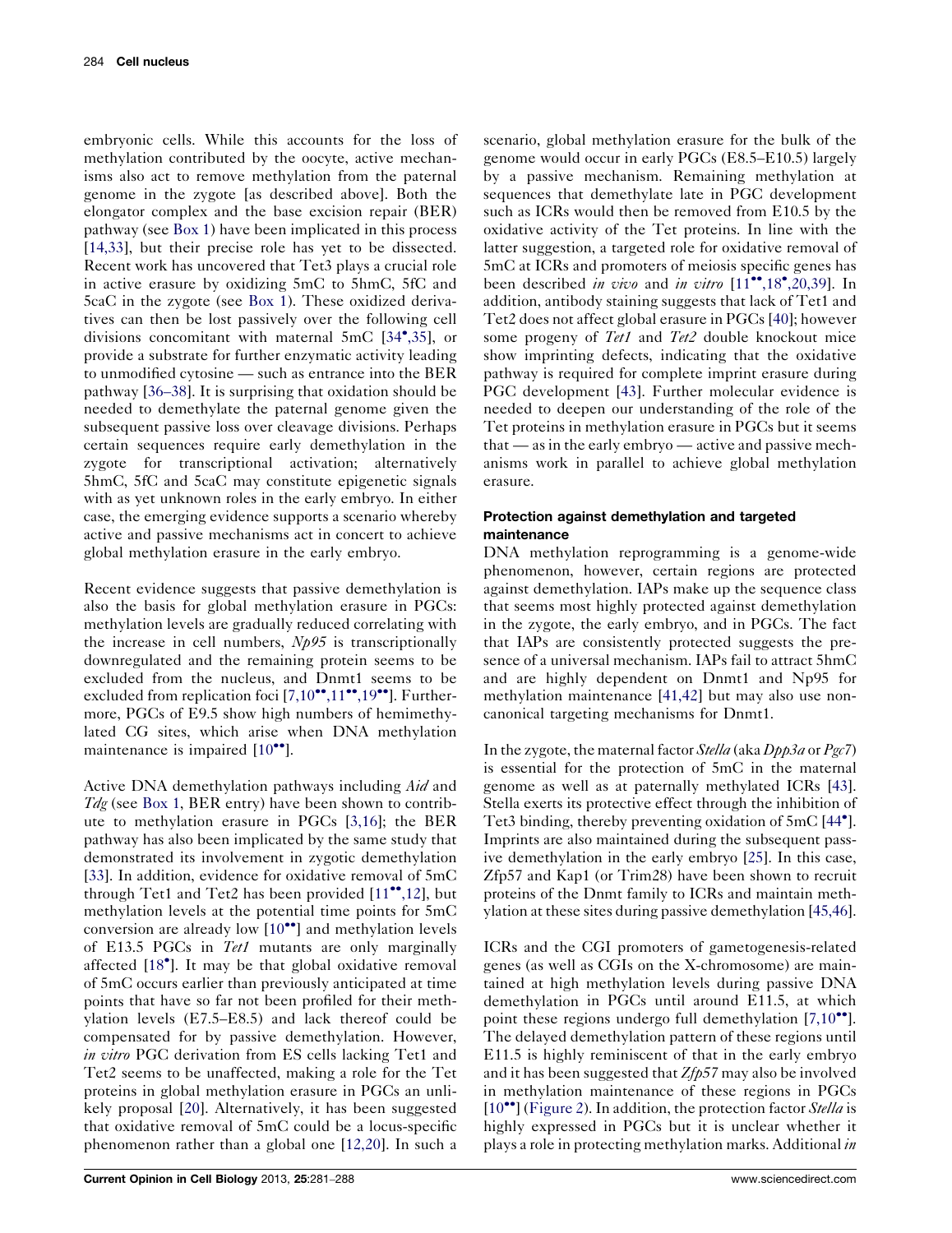embryonic cells. While this accounts for the loss of methylation contributed by the oocyte, active mechanisms also act to remove methylation from the paternal genome in the zygote [as described above]. Both the elongator complex and the base excision repair (BER) pathway (see Box 1) have been implicated in this process [14,33], but their precise role has yet to be dissected. Recent work has uncovered that Tet3 plays a crucial role in active erasure by oxidizing 5mC to 5hmC, 5fC and 5caC in the zygote (see Box 1). These oxidized derivatives can then be lost passively over the following cell divisions concomitant with maternal 5mC [34•,35], or provide a substrate for further enzymatic activity leading to unmodified cytosine — such as entrance into the BER pathway [36–38]. It is surprising that oxidation should be needed to demethylate the paternal genome given the subsequent passive loss over cleavage divisions. Perhaps certain sequences require early demethylation in the zygote for transcriptional activation; alternatively 5hmC, 5fC and 5caC may constitute epigenetic signals with as yet unknown roles in the early embryo. In either case, the emerging evidence supports a scenario whereby active and passive mechanisms act in concert to achieve global methylation erasure in the early embryo.

Recent evidence suggests that passive demethylation is also the basis for global methylation erasure in PGCs: methylation levels are gradually reduced correlating with the increase in cell numbers, *Np95* is transcriptionally downregulated and the remaining protein seems to be excluded from the nucleus, and Dnmt1 seems to be excluded from replication foci [7,10••,11••,19••]. Furthermore, PGCs of E9.5 show high numbers of hemimethylated CG sites, which arise when DNA methylation maintenance is impaired [10••].

Active DNA demethylation pathways including *Aid* and *Tdg* (see Box 1, BER entry) have been shown to contribute to methylation erasure in PGCs [3,16]; the BER pathway has also been implicated by the same study that demonstrated its involvement in zygotic demethylation [33]. In addition, evidence for oxidative removal of 5mC through Tet1 and Tet2 has been provided [11••,12], but methylation levels at the potential time points for 5mC conversion are already low [10••] and methylation levels of E13.5 PGCs in *Tet1* mutants are only marginally affected [18•]. It may be that global oxidative removal of 5mC occurs earlier than previously anticipated at time points that have so far not been profiled for their methylation levels (E7.5–E8.5) and lack thereof could be compensated for by passive demethylation. However, *in vitro* PGC derivation from ES cells lacking Tet1 and Tet2 seems to be unaffected, making a role for the Tet proteins in global methylation erasure in PGCs an unlikely proposal [20]. Alternatively, it has been suggested that oxidative removal of 5mC could be a locus-specific phenomenon rather than a global one [12,20]. In such a scenario, global methylation erasure for the bulk of the genome would occur in early PGCs (E8.5–E10.5) largely by a passive mechanism. Remaining methylation at sequences that demethylate late in PGC development such as ICRs would then be removed from E10.5 by the oxidative activity of the Tet proteins. In line with the latter suggestion, a targeted role for oxidative removal of 5mC at ICRs and promoters of meiosis specific genes has been described *in vivo* and *in vitro* [11••,18•,20,39]. In addition, antibody staining suggests that lack of Tet1 and Tet2 does not affect global erasure in PGCs [40]; however some progeny of *Tet1* and *Tet2* double knockout mice show imprinting defects, indicating that the oxidative pathway is required for complete imprint erasure during PGC development [43]. Further molecular evidence is needed to deepen our understanding of the role of the Tet proteins in methylation erasure in PGCs but it seems that — as in the early embryo — active and passive mechanisms work in parallel to achieve global methylation erasure.

## Protection against demethylation and targeted maintenance

DNA methylation reprogramming is a genome-wide phenomenon, however, certain regions are protected against demethylation. IAPs make up the sequence class that seems most highly protected against demethylation in the zygote, the early embryo, and in PGCs. The fact that IAPs are consistently protected suggests the presence of a universal mechanism. IAPs fail to attract 5hmC and are highly dependent on Dnmt1 and Np95 for methylation maintenance [41,42] but may also use non-canonical targeting mechanisms for Dnmt1.

In the zygote, the maternal factor *Stella* (aka *Dpp3a* or *Pgc7*) is essential for the protection of 5mC in the maternal genome as well as at paternally methylated ICRs [43]. Stella exerts its protective effect through the inhibition of Tet3 binding, thereby preventing oxidation of 5mC [44•]. Imprints are also maintained during the subsequent passive demethylation in the early embryo [25]. In this case, Zfp57 and Kap1 (or Trim28) have been shown to recruit proteins of the Dnmt family to ICRs and maintain methylation at these sites during passive demethylation [45,46].

ICRs and the CGI promoters of gametogenesis-related genes (as well as CGIs on the X-chromosome) are maintained at high methylation levels during passive DNA demethylation in PGCs until around E11.5, at which point these regions undergo full demethylation [7,10••]. The delayed demethylation pattern of these regions until E11.5 is highly reminiscent of that in the early embryo and it has been suggested that *Zfp57* may also be involved in methylation maintenance of these regions in PGCs [10••] (Figure 2). In addition, the protection factor *Stella* is highly expressed in PGCs but it is unclear whether it plays a role in protecting methylation marks. Additional *in*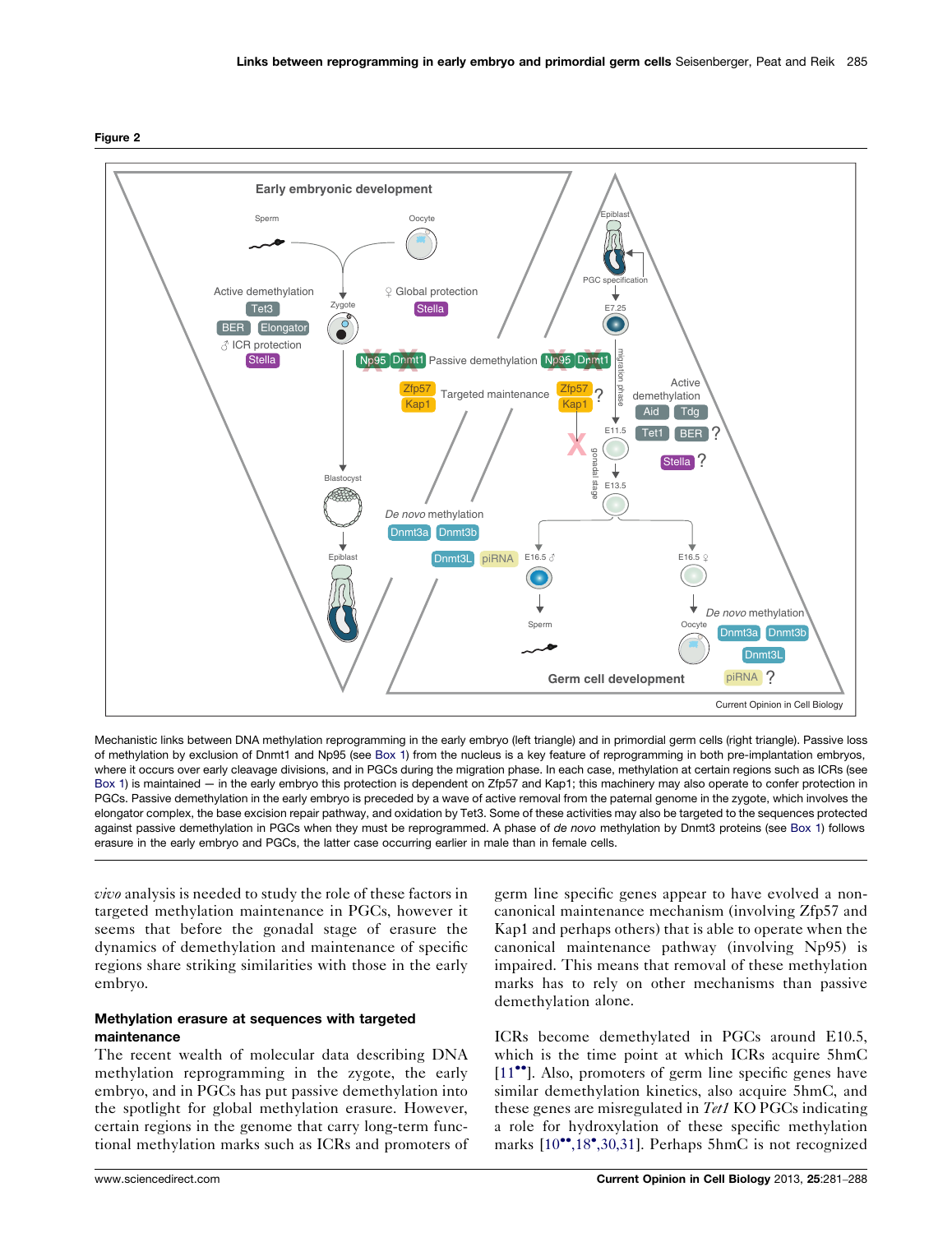Figure 2

Mechanistic links between DNA methylation reprogramming in the early embryo (left triangle) and in primordial germ cells (right triangle). Passive loss of methylation by exclusion of Dnmt1 and Np95 (see Box 1) from the nucleus is a key feature of reprogramming in both pre-implantation embryos, where it occurs over early cleavage divisions, and in PGCs during the migration phase. In each case, methylation at certain regions such as ICRs (see Box 1) is maintained — in the early embryo this protection is dependent on Zfp57 and Kap1; this machinery may also operate to confer protection in PGCs. Passive demethylation in the early embryo is preceded by a wave of active removal from the paternal genome in the zygote, which involves the elongator complex, the base excision repair pathway, and oxidation by Tet3. Some of these activities may also be targeted to the sequences protected against passive demethylation in PGCs when they must be reprogrammed. A phase of *de novo* methylation by Dnmt3 proteins (see Box 1) follows erasure in the early embryo and PGCs, the latter case occurring earlier in male than in female cells.

*vivo* analysis is needed to study the role of these factors in targeted methylation maintenance in PGCs, however it seems that before the gonadal stage of erasure the dynamics of demethylation and maintenance of specific regions share striking similarities with those in the early embryo.

## Methylation erasure at sequences with targeted maintenance

The recent wealth of molecular data describing DNA methylation reprogramming in the zygote, the early embryo, and in PGCs has put passive demethylation into the spotlight for global methylation erasure. However, certain regions in the genome that carry long-term functional methylation marks such as ICRs and promoters of germ line specific genes appear to have evolved a non-canonical maintenance mechanism (involving Zfp57 and Kap1 and perhaps others) that is able to operate when the canonical maintenance pathway (involving Np95) is impaired. This means that removal of these methylation marks has to rely on other mechanisms than passive demethylation alone.

ICRs become demethylated in PGCs around E10.5, which is the time point at which ICRs acquire 5hmC [11••]. Also, promoters of germ line specific genes have similar demethylation kinetics, also acquire 5hmC, and these genes are misregulated in *Tet1* KO PGCs indicating a role for hydroxylation of these specific methylation marks [10••,18•,30,31]. Perhaps 5hmC is not recognized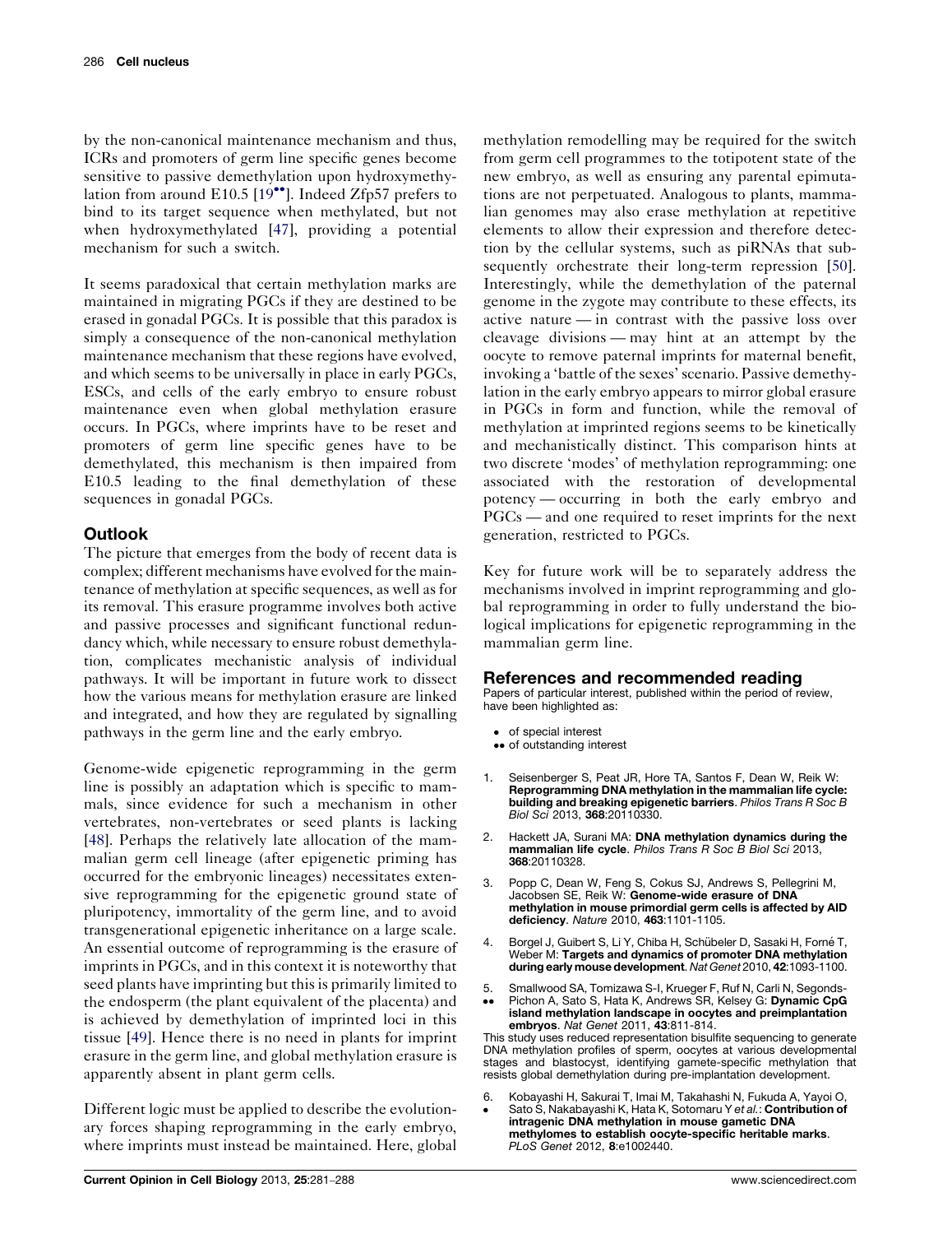by the non-canonical maintenance mechanism and thus, ICRs and promoters of germ line specific genes become sensitive to passive demethylation upon hydroxymethylation from around E10.5 [19••]. Indeed Zfp57 prefers to bind to its target sequence when methylated, but not when hydroxymethylated [47], providing a potential mechanism for such a switch.

It seems paradoxical that certain methylation marks are maintained in migrating PGCs if they are destined to be erased in gonadal PGCs. It is possible that this paradox is simply a consequence of the non-canonical methylation maintenance mechanism that these regions have evolved, and which seems to be universally in place in early PGCs, ESCs, and cells of the early embryo to ensure robust maintenance even when global methylation erasure occurs. In PGCs, where imprints have to be reset and promoters of germ line specific genes have to be demethylated, this mechanism is then impaired from E10.5 leading to the final demethylation of these sequences in gonadal PGCs.

## Outlook

The picture that emerges from the body of recent data is complex; different mechanisms have evolved for the maintenance of methylation at specific sequences, as well as for its removal. This erasure programme involves both active and passive processes and significant functional redundancy which, while necessary to ensure robust demethylation, complicates mechanistic analysis of individual pathways. It will be important in future work to dissect how the various means for methylation erasure are linked and integrated, and how they are regulated by signalling pathways in the germ line and the early embryo.

Genome-wide epigenetic reprogramming in the germ line is possibly an adaptation which is specific to mammals, since evidence for such a mechanism in other vertebrates, non-vertebrates or seed plants is lacking [48]. Perhaps the relatively late allocation of the mammalian germ cell lineage (after epigenetic priming has occurred for the embryonic lineages) necessitates extensive reprogramming for the epigenetic ground state of pluripotency, immortality of the germ line, and to avoid transgenerational epigenetic inheritance on a large scale. An essential outcome of reprogramming is the erasure of imprints in PGCs, and in this context it is noteworthy that seed plants have imprinting but this is primarily limited to the endosperm (the plant equivalent of the placenta) and is achieved by demethylation of imprinted loci in this tissue [49]. Hence there is no need in plants for imprint erasure in the germ line, and global methylation erasure is apparently absent in plant germ cells.

Different logic must be applied to describe the evolutionary forces shaping reprogramming in the early embryo, where imprints must instead be maintained. Here, global methylation remodelling may be required for the switch from germ cell programmes to the totipotent state of the new embryo, as well as ensuring any parental epimutations are not perpetuated. Analogous to plants, mammalian genomes may also erase methylation at repetitive elements to allow their expression and therefore detection by the cellular systems, such as piRNAs that subsequently orchestrate their long-term repression [50]. Interestingly, while the demethylation of the paternal genome in the zygote may contribute to these effects, its active nature — in contrast with the passive loss over cleavage divisions — may hint at an attempt by the oocyte to remove paternal imprints for maternal benefit, invoking a 'battle of the sexes' scenario. Passive demethylation in the early embryo appears to mirror global erasure in PGCs in form and function, while the removal of methylation at imprinted regions seems to be kinetically and mechanistically distinct. This comparison hints at two discrete 'modes' of methylation reprogramming: one associated with the restoration of developmental potency — occurring in both the early embryo and PGCs — and one required to reset imprints for the next generation, restricted to PGCs.

Key for future work will be to separately address the mechanisms involved in imprint reprogramming and global reprogramming in order to fully understand the biological implications for epigenetic reprogramming in the mammalian germ line.

## References and recommended reading

Papers of particular interest, published within the period of review, have been highlighted as:

- • of special interest
- •• of outstanding interest

1. Seisenberger S, Peat JR, Hore TA, Santos F, Dean W, Reik W: **Reprogramming DNA methylation in the mammalian life cycle: building and breaking epigenetic barriers**. *Philos Trans R Soc B Biol Sci* 2013, **368**:20110330.

2. Hackett JA, Surani MA: **DNA methylation dynamics during the mammalian life cycle**. *Philos Trans R Soc B Biol Sci* 2013, **368**:20110328.

3. Popp C, Dean W, Feng S, Cokus SJ, Andrews S, Pellegrini M, Jacobsen SE, Reik W: **Genome-wide erasure of DNA methylation in mouse primordial germ cells is affected by AID deficiency**. *Nature* 2010, **463**:1101-1105.

4. Borgel J, Guibert S, Li Y, Chiba H, Schübeler D, Sasaki H, Forné T, Weber M: **Targets and dynamics of promoter DNA methylation during early mouse development**. *Nat Genet* 2010, **42**:1093-1100.

5. •• Smallwood SA, Tomizawa S-I, Krueger F, Ruf N, Carli N, Segonds-Pichon A, Sato S, Hata K, Andrews SR, Kelsey G: **Dynamic CpG island methylation landscape in oocytes and preimplantation embryos**. *Nat Genet* 2011, **43**:811-814.

   This study uses reduced representation bisulfite sequencing to generate DNA methylation profiles of sperm, oocytes at various developmental stages and blastocyst, identifying gamete-specific methylation that resists global demethylation during pre-implantation development.

6. • Kobayashi H, Sakurai T, Imai M, Takahashi N, Fukuda A, Yayoi O, Sato S, Nakabayashi K, Hata K, Sotomaru Y *et al.*: **Contribution of intragenic DNA methylation in mouse gametic DNA methylomes to establish oocyte-specific heritable marks**. *PLoS Genet* 2012, **8**:e1002440.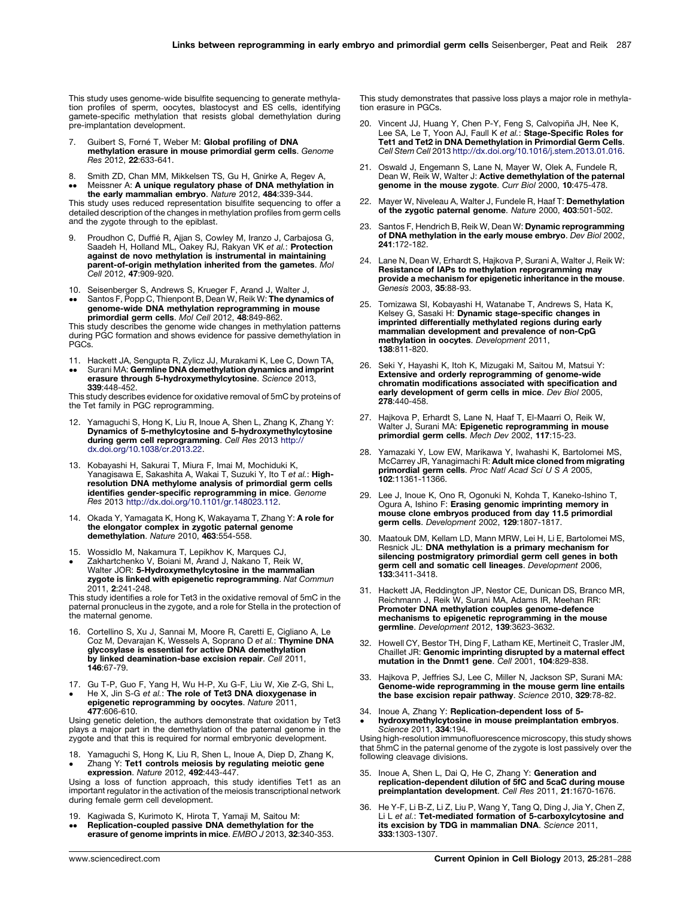This study uses genome-wide bisulfite sequencing to generate methylation profiles of sperm, oocytes, blastocyst and ES cells, identifying gamete-specific methylation that resists global demethylation during pre-implantation development.

7. Guibert S, Forné T, Weber M: **Global profiling of DNA methylation erasure in mouse primordial germ cells**. *Genome Res* 2012, **22**:633-641.

8. •• Smith ZD, Chan MM, Mikkelsen TS, Gu H, Gnirke A, Regev A, Meissner A: **A unique regulatory phase of DNA methylation in the early mammalian embryo**. *Nature* 2012, **484**:339-344.
This study uses reduced representation bisulfite sequencing to offer a detailed description of the changes in methylation profiles from germ cells and the zygote through to the epiblast.

9. Proudhon C, Duffié R, Ajjan S, Cowley M, Iranzo J, Carbajosa G, Saadeh H, Holland ML, Oakey RJ, Rakyan VK *et al.*: **Protection against de novo methylation is instrumental in maintaining parent-of-origin methylation inherited from the gametes**. *Mol Cell* 2012, **47**:909-920.

10. •• Seisenberger S, Andrews S, Krueger F, Arand J, Walter J, Santos F, Popp C, Thienpont B, Dean W, Reik W: **The dynamics of genome-wide DNA methylation reprogramming in mouse primordial germ cells**. *Mol Cell* 2012, **48**:849-862.
This study describes the genome wide changes in methylation patterns during PGC formation and shows evidence for passive demethylation in PGCs.

11. •• Hackett JA, Sengupta R, Zylicz JJ, Murakami K, Lee C, Down TA, Surani MA: **Germline DNA demethylation dynamics and imprint erasure through 5-hydroxymethylcytosine**. *Science* 2013, **339**:448-452.
This study describes evidence for oxidative removal of 5mC by proteins of the Tet family in PGC reprogramming.

12. Yamaguchi S, Hong K, Liu R, Inoue A, Shen L, Zhang K, Zhang Y: **Dynamics of 5-methylcytosine and 5-hydroxymethylcytosine during germ cell reprogramming**. *Cell Res* 2013 http://dx.doi.org/10.1038/cr.2013.22.

13. Kobayashi H, Sakurai T, Miura F, Imai M, Mochiduki K, Yanagisawa E, Sakashita A, Wakai T, Suzuki Y, Ito T *et al.*: **High-resolution DNA methylome analysis of primordial germ cells identifies gender-specific reprogramming in mice**. *Genome Res* 2013 http://dx.doi.org/10.1101/gr.148023.112.

14. Okada Y, Yamagata K, Hong K, Wakayama T, Zhang Y: **A role for the elongator complex in zygotic paternal genome demethylation**. *Nature* 2010, **463**:554-558.

15. • Wossidlo M, Nakamura T, Lepikhov K, Marques CJ, Zakhartchenko V, Boiani M, Arand J, Nakano T, Reik W, Walter JOR: **5-Hydroxymethylcytosine in the mammalian zygote is linked with epigenetic reprogramming**. *Nat Commun* 2011, **2**:241-248.
This study identifies a role for Tet3 in the oxidative removal of 5mC in the paternal pronucleus in the zygote, and a role for Stella in the protection of the maternal genome.

16. Cortellino S, Xu J, Sannai M, Moore R, Caretti E, Cigliano A, Le Coz M, Devarajan K, Wessels A, Soprano D *et al.*: **Thymine DNA glycosylase is essential for active DNA demethylation by linked deamination-base excision repair**. *Cell* 2011, **146**:67-79.

17. • Gu T-P, Guo F, Yang H, Wu H-P, Xu G-F, Liu W, Xie Z-G, Shi L, He X, Jin S-G *et al.*: **The role of Tet3 DNA dioxygenase in epigenetic reprogramming by oocytes**. *Nature* 2011, **477**:606-610.
Using genetic deletion, the authors demonstrate that oxidation by Tet3 plays a major part in the demethylation of the paternal genome in the zygote and that this is required for normal embryonic development.

18. • Yamaguchi S, Hong K, Liu R, Shen L, Inoue A, Diep D, Zhang K, Zhang Y: **Tet1 controls meiosis by regulating meiotic gene expression**. *Nature* 2012, **492**:443-447.
Using a loss of function approach, this study identifies Tet1 as an important regulator in the activation of the meiosis transcriptional network during female germ cell development.

19. •• Kagiwada S, Kurimoto K, Hirota T, Yamaji M, Saitou M: **Replication-coupled passive DNA demethylation for the erasure of genome imprints in mice**. *EMBO J* 2013, **32**:340-353.
This study demonstrates that passive loss plays a major role in methylation erasure in PGCs.

20. Vincent JJ, Huang Y, Chen P-Y, Feng S, Calvopiña JH, Nee K, Lee SA, Le T, Yoon AJ, Faull K *et al.*: **Stage-Specific Roles for Tet1 and Tet2 in DNA Demethylation in Primordial Germ Cells**. *Cell Stem Cell* 2013 http://dx.doi.org/10.1016/j.stem.2013.01.016.

21. Oswald J, Engemann S, Lane N, Mayer W, Olek A, Fundele R, Dean W, Reik W, Walter J: **Active demethylation of the paternal genome in the mouse zygote**. *Curr Biol* 2000, **10**:475-478.

22. Mayer W, Niveleau A, Walter J, Fundele R, Haaf T: **Demethylation of the zygotic paternal genome**. *Nature* 2000, **403**:501-502.

23. Santos F, Hendrich B, Reik W, Dean W: **Dynamic reprogramming of DNA methylation in the early mouse embryo**. *Dev Biol* 2002, **241**:172-182.

24. Lane N, Dean W, Erhardt S, Hajkova P, Surani A, Walter J, Reik W: **Resistance of IAPs to methylation reprogramming may provide a mechanism for epigenetic inheritance in the mouse**. *Genesis* 2003, **35**:88-93.

25. Tomizawa SI, Kobayashi H, Watanabe T, Andrews S, Hata K, Kelsey G, Sasaki H: **Dynamic stage-specific changes in imprinted differentially methylated regions during early mammalian development and prevalence of non-CpG methylation in oocytes**. *Development* 2011, **138**:811-820.

26. Seki Y, Hayashi K, Itoh K, Mizugaki M, Saitou M, Matsui Y: **Extensive and orderly reprogramming of genome-wide chromatin modifications associated with specification and early development of germ cells in mice**. *Dev Biol* 2005, **278**:440-458.

27. Hajkova P, Erhardt S, Lane N, Haaf T, El-Maarri O, Reik W, Walter J, Surani MA: **Epigenetic reprogramming in mouse primordial germ cells**. *Mech Dev* 2002, **117**:15-23.

28. Yamazaki Y, Low EW, Marikawa Y, Iwahashi K, Bartolomei MS, McCarrey JR, Yanagimachi R: **Adult mice cloned from migrating primordial germ cells**. *Proc Natl Acad Sci U S A* 2005, **102**:11361-11366.

29. Lee J, Inoue K, Ono R, Ogonuki N, Kohda T, Kaneko-Ishino T, Ogura A, Ishino F: **Erasing genomic imprinting memory in mouse clone embryos produced from day 11.5 primordial germ cells**. *Development* 2002, **129**:1807-1817.

30. Maatouk DM, Kellam LD, Mann MRW, Lei H, Li E, Bartolomei MS, Resnick JL: **DNA methylation is a primary mechanism for silencing postmigratory primordial germ cell genes in both germ cell and somatic cell lineages**. *Development* 2006, **133**:3411-3418.

31. Hackett JA, Reddington JP, Nestor CE, Dunican DS, Branco MR, Reichmann J, Reik W, Surani MA, Adams IR, Meehan RR: **Promoter DNA methylation couples genome-defence mechanisms to epigenetic reprogramming in the mouse germline**. *Development* 2012, **139**:3623-3632.

32. Howell CY, Bestor TH, Ding F, Latham KE, Mertineit C, Trasler JM, Chaillet JR: **Genomic imprinting disrupted by a maternal effect mutation in the Dnmt1 gene**. *Cell* 2001, **104**:829-838.

33. Hajkova P, Jeffries SJ, Lee C, Miller N, Jackson SP, Surani MA: **Genome-wide reprogramming in the mouse germ line entails the base excision repair pathway**. *Science* 2010, **329**:78-82.

34. • Inoue A, Zhang Y: **Replication-dependent loss of 5-hydroxymethylcytosine in mouse preimplantation embryos**. *Science* 2011, **334**:194.
Using high-resolution immunofluorescence microscopy, this study shows that 5hmC in the paternal genome of the zygote is lost passively over the following cleavage divisions.

35. Inoue A, Shen L, Dai Q, He C, Zhang Y: **Generation and replication-dependent dilution of 5fC and 5caC during mouse preimplantation development**. *Cell Res* 2011, **21**:1670-1676.

36. He Y-F, Li B-Z, Li Z, Liu P, Wang Y, Tang Q, Ding J, Jia Y, Chen Z, Li L *et al.*: **Tet-mediated formation of 5-carboxylcytosine and its excision by TDG in mammalian DNA**. *Science* 2011, **333**:1303-1307.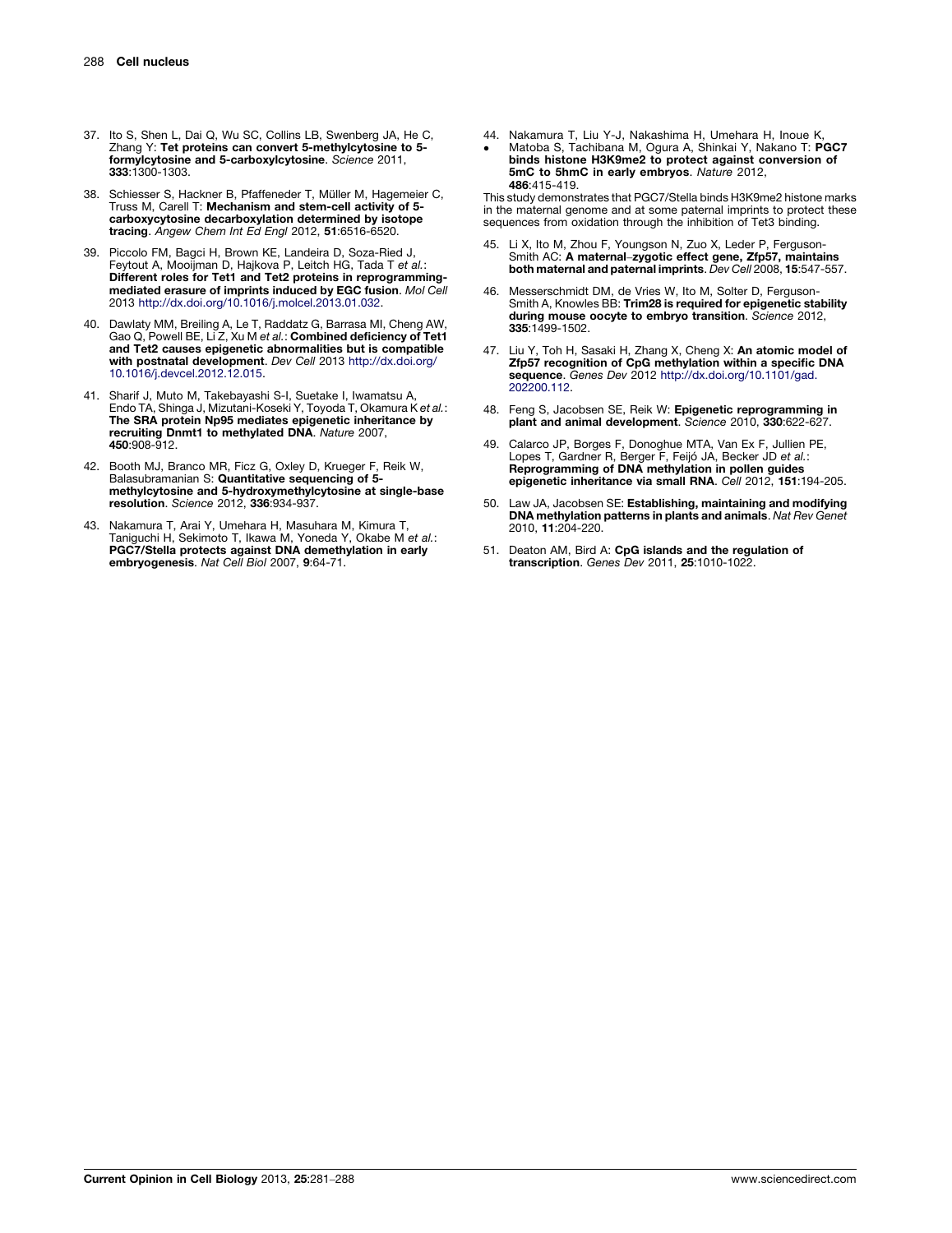37. Ito S, Shen L, Dai Q, Wu SC, Collins LB, Swenberg JA, He C, Zhang Y: **Tet proteins can convert 5-methylcytosine to 5-formylcytosine and 5-carboxylcytosine**. *Science* 2011, **333**:1300-1303.

38. Schiesser S, Hackner B, Pfaffeneder T, Müller M, Hagemeier C, Truss M, Carell T: **Mechanism and stem-cell activity of 5-carboxycytosine decarboxylation determined by isotope tracing**. *Angew Chem Int Ed Engl* 2012, **51**:6516-6520.

39. Piccolo FM, Bagci H, Brown KE, Landeira D, Soza-Ried J, Feytout A, Mooijman D, Hajkova P, Leitch HG, Tada T *et al.*: **Different roles for Tet1 and Tet2 proteins in reprogramming-mediated erasure of imprints induced by EGC fusion**. *Mol Cell* 2013 http://dx.doi.org/10.1016/j.molcel.2013.01.032.

40. Dawlaty MM, Breiling A, Le T, Raddatz G, Barrasa MI, Cheng AW, Gao Q, Powell BE, Li Z, Xu M *et al.*: **Combined deficiency of Tet1 and Tet2 causes epigenetic abnormalities but is compatible with postnatal development**. *Dev Cell* 2013 http://dx.doi.org/10.1016/j.devcel.2012.12.015.

41. Sharif J, Muto M, Takebayashi S-I, Suetake I, Iwamatsu A, Endo TA, Shinga J, Mizutani-Koseki Y, Toyoda T, Okamura K *et al.*: **The SRA protein Np95 mediates epigenetic inheritance by recruiting Dnmt1 to methylated DNA**. *Nature* 2007, **450**:908-912.

42. Booth MJ, Branco MR, Ficz G, Oxley D, Krueger F, Reik W, Balasubramanian S: **Quantitative sequencing of 5-methylcytosine and 5-hydroxymethylcytosine at single-base resolution**. *Science* 2012, **336**:934-937.

43. Nakamura T, Arai Y, Umehara H, Masuhara M, Kimura T, Taniguchi H, Sekimoto T, Ikawa M, Yoneda Y, Okabe M *et al.*: **PGC7/Stella protects against DNA demethylation in early embryogenesis**. *Nat Cell Biol* 2007, **9**:64-71.

44. • Nakamura T, Liu Y-J, Nakashima H, Umehara H, Inoue K, Matoba S, Tachibana M, Ogura A, Shinkai Y, Nakano T: **PGC7 binds histone H3K9me2 to protect against conversion of 5mC to 5hmC in early embryos**. *Nature* 2012, **486**:415-419.

This study demonstrates that PGC7/Stella binds H3K9me2 histone marks in the maternal genome and at some paternal imprints to protect these sequences from oxidation through the inhibition of Tet3 binding.

45. Li X, Ito M, Zhou F, Youngson N, Zuo X, Leder P, Ferguson-Smith AC: **A maternal–zygotic effect gene, Zfp57, maintains both maternal and paternal imprints**. *Dev Cell* 2008, **15**:547-557.

46. Messerschmidt DM, de Vries W, Ito M, Solter D, Ferguson-Smith A, Knowles BB: **Trim28 is required for epigenetic stability during mouse oocyte to embryo transition**. *Science* 2012, **335**:1499-1502.

47. Liu Y, Toh H, Sasaki H, Zhang X, Cheng X: **An atomic model of Zfp57 recognition of CpG methylation within a specific DNA sequence**. *Genes Dev* 2012 http://dx.doi.org/10.1101/gad.202200.112.

48. Feng S, Jacobsen SE, Reik W: **Epigenetic reprogramming in plant and animal development**. *Science* 2010, **330**:622-627.

49. Calarco JP, Borges F, Donoghue MTA, Van Ex F, Jullien PE, Lopes T, Gardner R, Berger F, Feijó JA, Becker JD *et al.*: **Reprogramming of DNA methylation in pollen guides epigenetic inheritance via small RNA**. *Cell* 2012, **151**:194-205.

50. Law JA, Jacobsen SE: **Establishing, maintaining and modifying DNA methylation patterns in plants and animals**. *Nat Rev Genet* 2010, **11**:204-220.

51. Deaton AM, Bird A: **CpG islands and the regulation of transcription**. *Genes Dev* 2011, **25**:1010-1022.